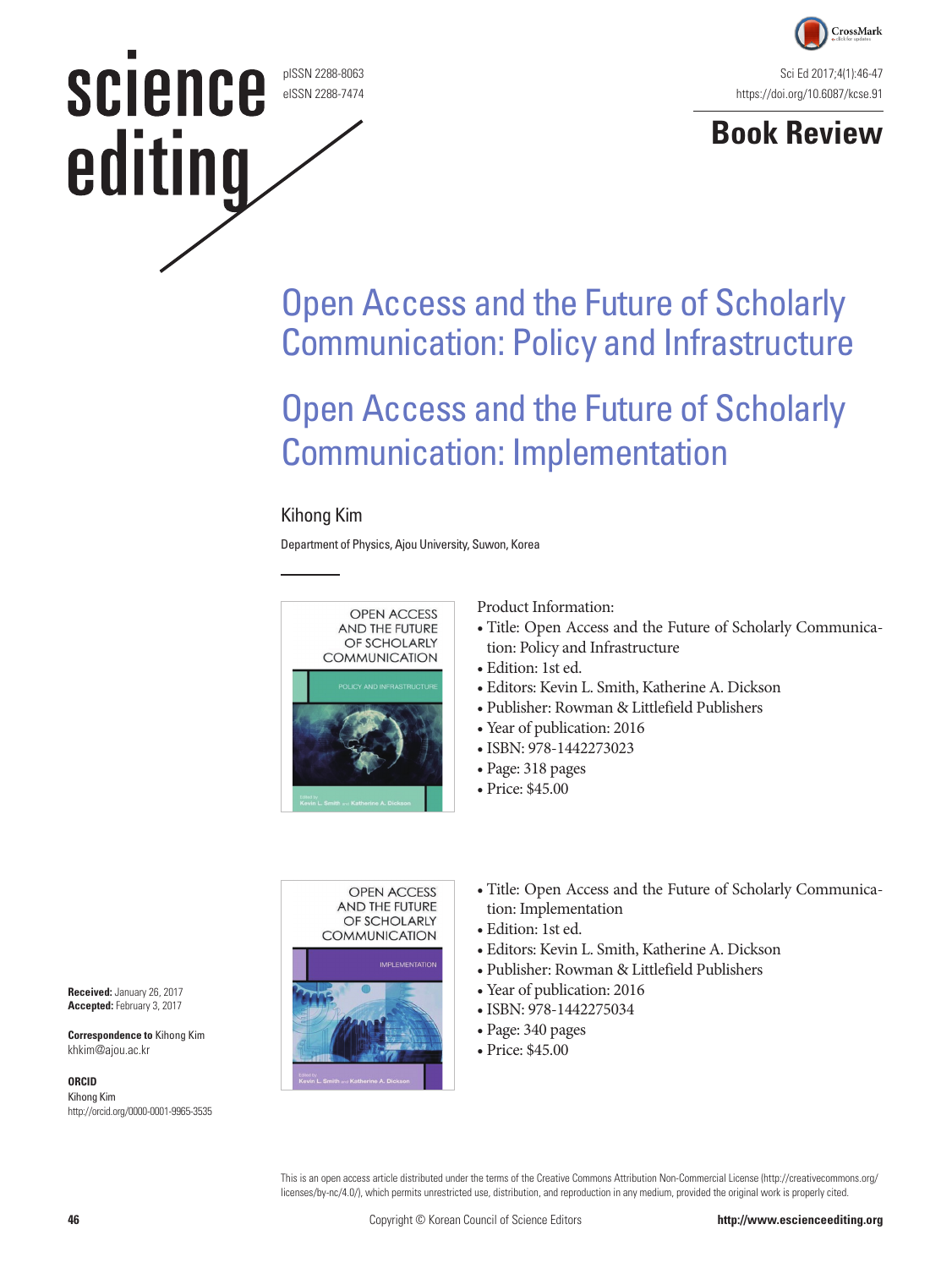# Book Review

# Open Access and the Future of Scholarly Communication: Policy and Infrastructure

# Open Access and the Future of Scholarly Communication: Implementation

Kihong Kim

Department of Physics, Ajou University, Suwon, Korea

Product Information:

- Title: Open Access and the Future of Scholarly Communication: Policy and Infrastructure
- Edition: 1st ed.
- Editors: Kevin L. Smith, Katherine A. Dickson
- Publisher: Rowman & Littlefield Publishers
- Year of publication: 2016
- ISBN: 978-1442273023
- Page: 318 pages
- Price: $45.00

- Title: Open Access and the Future of Scholarly Communication: Implementation
- Edition: 1st ed.
- Editors: Kevin L. Smith, Katherine A. Dickson
- Publisher: Rowman & Littlefield Publishers
- Year of publication: 2016
- ISBN: 978-1442275034
- Page: 340 pages
- Price: $45.00

**Received:** January 26, 2017
**Accepted:** February 3, 2017

**Correspondence to** Kihong Kim
khkim@ajou.ac.kr

**ORCID**
Kihong Kim
http://orcid.org/0000-0001-9965-3535

This is an open access article distributed under the terms of the Creative Commons Attribution Non-Commercial License (http://creativecommons.org/licenses/by-nc/4.0/), which permits unrestricted use, distribution, and reproduction in any medium, provided the original work is properly cited.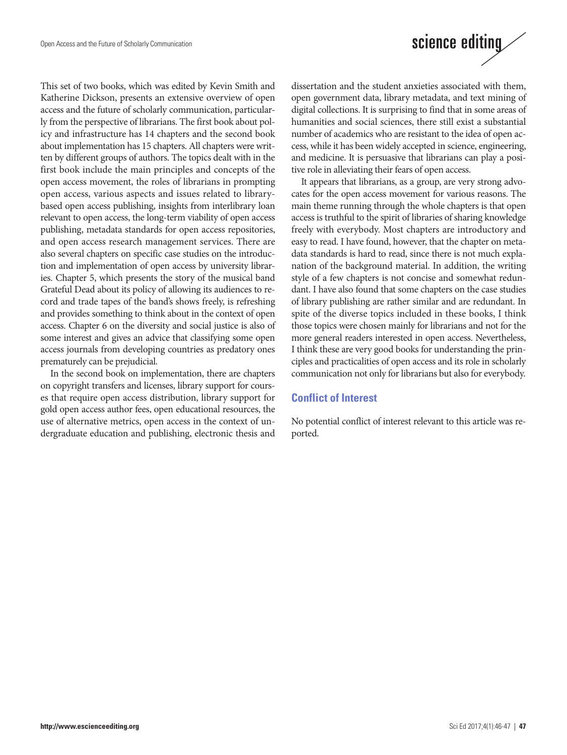This set of two books, which was edited by Kevin Smith and Katherine Dickson, presents an extensive overview of open access and the future of scholarly communication, particularly from the perspective of librarians. The first book about policy and infrastructure has 14 chapters and the second book about implementation has 15 chapters. All chapters were written by different groups of authors. The topics dealt with in the first book include the main principles and concepts of the open access movement, the roles of librarians in prompting open access, various aspects and issues related to library-based open access publishing, insights from interlibrary loan relevant to open access, the long-term viability of open access publishing, metadata standards for open access repositories, and open access research management services. There are also several chapters on specific case studies on the introduction and implementation of open access by university libraries. Chapter 5, which presents the story of the musical band Grateful Dead about its policy of allowing its audiences to record and trade tapes of the band's shows freely, is refreshing and provides something to think about in the context of open access. Chapter 6 on the diversity and social justice is also of some interest and gives an advice that classifying some open access journals from developing countries as predatory ones prematurely can be prejudicial.

In the second book on implementation, there are chapters on copyright transfers and licenses, library support for courses that require open access distribution, library support for gold open access author fees, open educational resources, the use of alternative metrics, open access in the context of undergraduate education and publishing, electronic thesis and dissertation and the student anxieties associated with them, open government data, library metadata, and text mining of digital collections. It is surprising to find that in some areas of humanities and social sciences, there still exist a substantial number of academics who are resistant to the idea of open access, while it has been widely accepted in science, engineering, and medicine. It is persuasive that librarians can play a positive role in alleviating their fears of open access.

It appears that librarians, as a group, are very strong advocates for the open access movement for various reasons. The main theme running through the whole chapters is that open access is truthful to the spirit of libraries of sharing knowledge freely with everybody. Most chapters are introductory and easy to read. I have found, however, that the chapter on metadata standards is hard to read, since there is not much explanation of the background material. In addition, the writing style of a few chapters is not concise and somewhat redundant. I have also found that some chapters on the case studies of library publishing are rather similar and are redundant. In spite of the diverse topics included in these books, I think those topics were chosen mainly for librarians and not for the more general readers interested in open access. Nevertheless, I think these are very good books for understanding the principles and practicalities of open access and its role in scholarly communication not only for librarians but also for everybody.

## Conflict of Interest

No potential conflict of interest relevant to this article was reported.